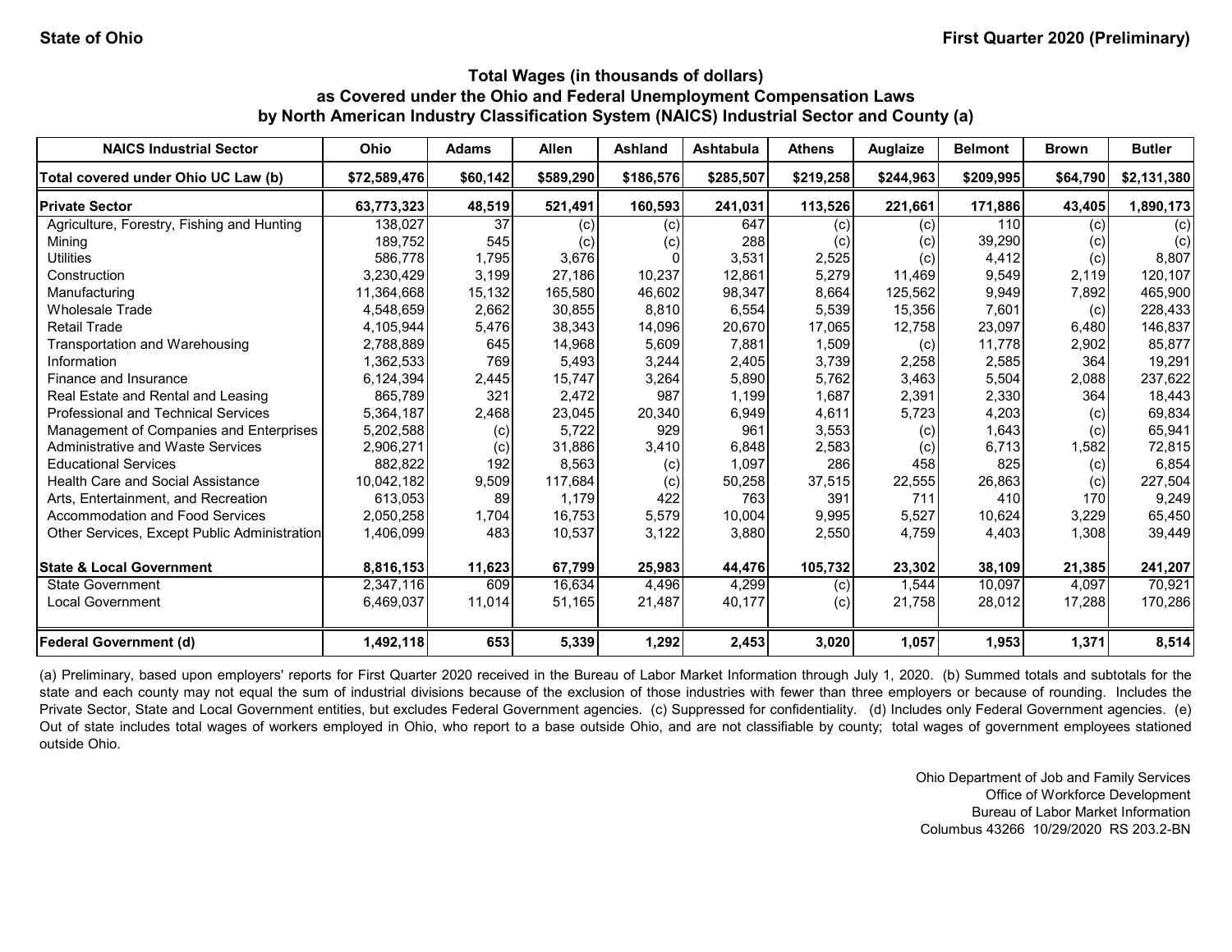State of Ohio — First Quarter 2020 (Preliminary)

## Total Wages (in thousands of dollars) as Covered under the Ohio and Federal Unemployment Compensation Laws by North American Industry Classification System (NAICS) Industrial Sector and County (a)

| NAICS Industrial Sector | Ohio | Adams | Allen | Ashland | Ashtabula | Athens | Auglaize | Belmont | Brown | Butler |
|---|---|---|---|---|---|---|---|---|---|---|
| **Total covered under Ohio UC Law (b)** | **$72,589,476** | **$60,142** | **$589,290** | **$186,576** | **$285,507** | **$219,258** | **$244,963** | **$209,995** | **$64,790** | **$2,131,380** |
| **Private Sector** | **63,773,323** | **48,519** | **521,491** | **160,593** | **241,031** | **113,526** | **221,661** | **171,886** | **43,405** | **1,890,173** |
| Agriculture, Forestry, Fishing and Hunting | 138,027 | 37 | (c) | (c) | 647 | (c) | (c) | 110 | (c) | (c) |
| Mining | 189,752 | 545 | (c) | (c) | 288 | (c) | (c) | 39,290 | (c) | (c) |
| Utilities | 586,778 | 1,795 | 3,676 | 0 | 3,531 | 2,525 | (c) | 4,412 | (c) | 8,807 |
| Construction | 3,230,429 | 3,199 | 27,186 | 10,237 | 12,861 | 5,279 | 11,469 | 9,549 | 2,119 | 120,107 |
| Manufacturing | 11,364,668 | 15,132 | 165,580 | 46,602 | 98,347 | 8,664 | 125,562 | 9,949 | 7,892 | 465,900 |
| Wholesale Trade | 4,548,659 | 2,662 | 30,855 | 8,810 | 6,554 | 5,539 | 15,356 | 7,601 | (c) | 228,433 |
| Retail Trade | 4,105,944 | 5,476 | 38,343 | 14,096 | 20,670 | 17,065 | 12,758 | 23,097 | 6,480 | 146,837 |
| Transportation and Warehousing | 2,788,889 | 645 | 14,968 | 5,609 | 7,881 | 1,509 | (c) | 11,778 | 2,902 | 85,877 |
| Information | 1,362,533 | 769 | 5,493 | 3,244 | 2,405 | 3,739 | 2,258 | 2,585 | 364 | 19,291 |
| Finance and Insurance | 6,124,394 | 2,445 | 15,747 | 3,264 | 5,890 | 5,762 | 3,463 | 5,504 | 2,088 | 237,622 |
| Real Estate and Rental and Leasing | 865,789 | 321 | 2,472 | 987 | 1,199 | 1,687 | 2,391 | 2,330 | 364 | 18,443 |
| Professional and Technical Services | 5,364,187 | 2,468 | 23,045 | 20,340 | 6,949 | 4,611 | 5,723 | 4,203 | (c) | 69,834 |
| Management of Companies and Enterprises | 5,202,588 | (c) | 5,722 | 929 | 961 | 3,553 | (c) | 1,643 | (c) | 65,941 |
| Administrative and Waste Services | 2,906,271 | (c) | 31,886 | 3,410 | 6,848 | 2,583 | (c) | 6,713 | 1,582 | 72,815 |
| Educational Services | 882,822 | 192 | 8,563 | (c) | 1,097 | 286 | 458 | 825 | (c) | 6,854 |
| Health Care and Social Assistance | 10,042,182 | 9,509 | 117,684 | (c) | 50,258 | 37,515 | 22,555 | 26,863 | (c) | 227,504 |
| Arts, Entertainment, and Recreation | 613,053 | 89 | 1,179 | 422 | 763 | 391 | 711 | 410 | 170 | 9,249 |
| Accommodation and Food Services | 2,050,258 | 1,704 | 16,753 | 5,579 | 10,004 | 9,995 | 5,527 | 10,624 | 3,229 | 65,450 |
| Other Services, Except Public Administration | 1,406,099 | 483 | 10,537 | 3,122 | 3,880 | 2,550 | 4,759 | 4,403 | 1,308 | 39,449 |
| **State & Local Government** | **8,816,153** | **11,623** | **67,799** | **25,983** | **44,476** | **105,732** | **23,302** | **38,109** | **21,385** | **241,207** |
| State Government | 2,347,116 | 609 | 16,634 | 4,496 | 4,299 | (c) | 1,544 | 10,097 | 4,097 | 70,921 |
| Local Government | 6,469,037 | 11,014 | 51,165 | 21,487 | 40,177 | (c) | 21,758 | 28,012 | 17,288 | 170,286 |
| **Federal Government (d)** | **1,492,118** | **653** | **5,339** | **1,292** | **2,453** | **3,020** | **1,057** | **1,953** | **1,371** | **8,514** |

(a) Preliminary, based upon employers' reports for First Quarter 2020 received in the Bureau of Labor Market Information through July 1, 2020. (b) Summed totals and subtotals for the state and each county may not equal the sum of industrial divisions because of the exclusion of those industries with fewer than three employers or because of rounding. Includes the Private Sector, State and Local Government entities, but excludes Federal Government agencies. (c) Suppressed for confidentiality. (d) Includes only Federal Government agencies. (e) Out of state includes total wages of workers employed in Ohio, who report to a base outside Ohio, and are not classifiable by county; total wages of government employees stationed outside Ohio.

Ohio Department of Job and Family Services
Office of Workforce Development
Bureau of Labor Market Information
Columbus 43266 10/29/2020 RS 203.2-BN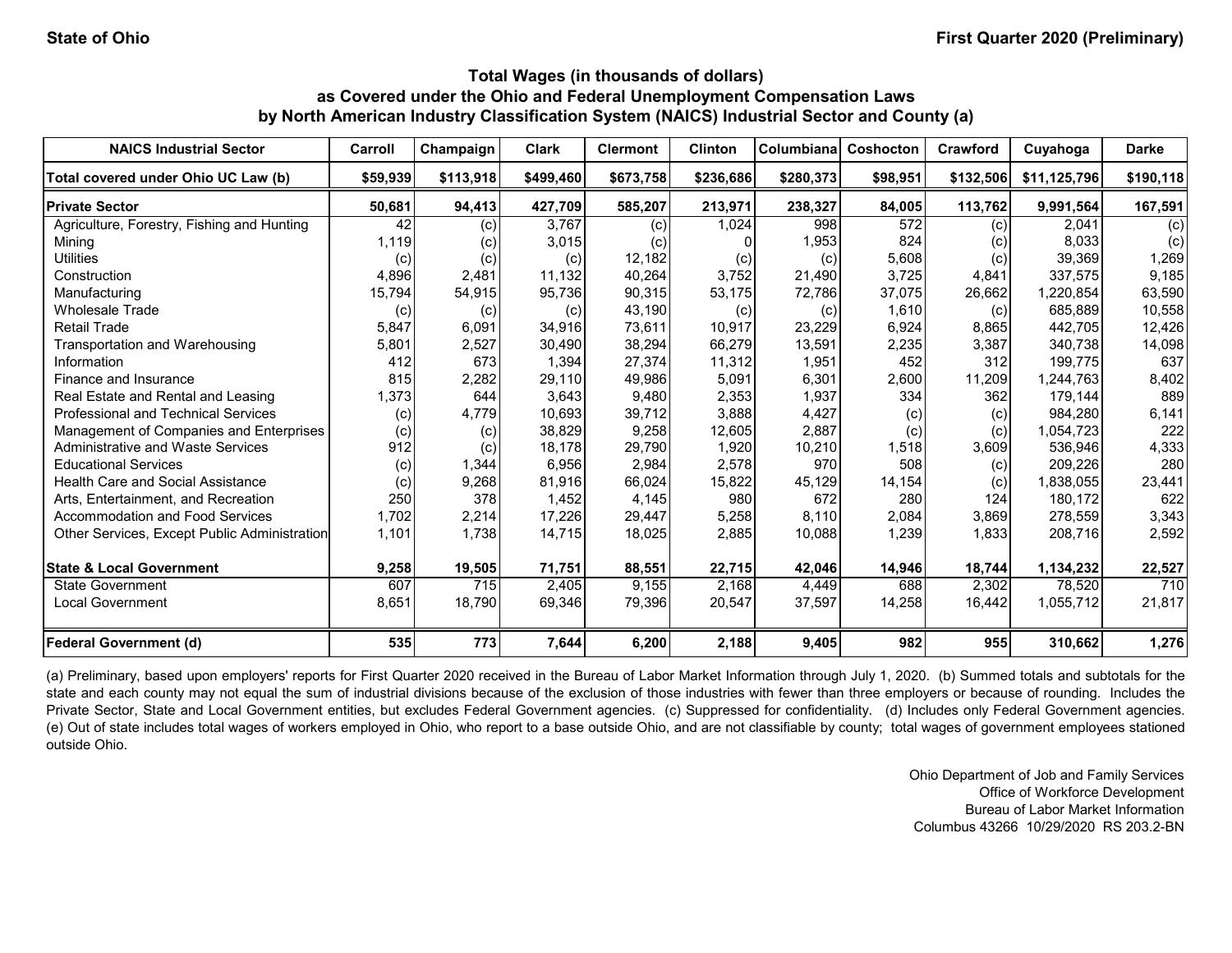State of Ohio

First Quarter 2020 (Preliminary)

### Total Wages (in thousands of dollars) as Covered under the Ohio and Federal Unemployment Compensation Laws by North American Industry Classification System (NAICS) Industrial Sector and County (a)

| NAICS Industrial Sector | Carroll | Champaign | Clark | Clermont | Clinton | Columbiana | Coshocton | Crawford | Cuyahoga | Darke |
|---|---|---|---|---|---|---|---|---|---|---|
| **Total covered under Ohio UC Law (b)** | **$59,939** | **$113,918** | **$499,460** | **$673,758** | **$236,686** | **$280,373** | **$98,951** | **$132,506** | **$11,125,796** | **$190,118** |
| **Private Sector** | **50,681** | **94,413** | **427,709** | **585,207** | **213,971** | **238,327** | **84,005** | **113,762** | **9,991,564** | **167,591** |
| Agriculture, Forestry, Fishing and Hunting | 42 | (c) | 3,767 | (c) | 1,024 | 998 | 572 | (c) | 2,041 | (c) |
| Mining | 1,119 | (c) | 3,015 | (c) | 0 | 1,953 | 824 | (c) | 8,033 | (c) |
| Utilities | (c) | (c) | (c) | 12,182 | (c) | (c) | 5,608 | (c) | 39,369 | 1,269 |
| Construction | 4,896 | 2,481 | 11,132 | 40,264 | 3,752 | 21,490 | 3,725 | 4,841 | 337,575 | 9,185 |
| Manufacturing | 15,794 | 54,915 | 95,736 | 90,315 | 53,175 | 72,786 | 37,075 | 26,662 | 1,220,854 | 63,590 |
| Wholesale Trade | (c) | (c) | (c) | 43,190 | (c) | (c) | 1,610 | (c) | 685,889 | 10,558 |
| Retail Trade | 5,847 | 6,091 | 34,916 | 73,611 | 10,917 | 23,229 | 6,924 | 8,865 | 442,705 | 12,426 |
| Transportation and Warehousing | 5,801 | 2,527 | 30,490 | 38,294 | 66,279 | 13,591 | 2,235 | 3,387 | 340,738 | 14,098 |
| Information | 412 | 673 | 1,394 | 27,374 | 11,312 | 1,951 | 452 | 312 | 199,775 | 637 |
| Finance and Insurance | 815 | 2,282 | 29,110 | 49,986 | 5,091 | 6,301 | 2,600 | 11,209 | 1,244,763 | 8,402 |
| Real Estate and Rental and Leasing | 1,373 | 644 | 3,643 | 9,480 | 2,353 | 1,937 | 334 | 362 | 179,144 | 889 |
| Professional and Technical Services | (c) | 4,779 | 10,693 | 39,712 | 3,888 | 4,427 | (c) | (c) | 984,280 | 6,141 |
| Management of Companies and Enterprises | (c) | (c) | 38,829 | 9,258 | 12,605 | 2,887 | (c) | (c) | 1,054,723 | 222 |
| Administrative and Waste Services | 912 | (c) | 18,178 | 29,790 | 1,920 | 10,210 | 1,518 | 3,609 | 536,946 | 4,333 |
| Educational Services | (c) | 1,344 | 6,956 | 2,984 | 2,578 | 970 | 508 | (c) | 209,226 | 280 |
| Health Care and Social Assistance | (c) | 9,268 | 81,916 | 66,024 | 15,822 | 45,129 | 14,154 | (c) | 1,838,055 | 23,441 |
| Arts, Entertainment, and Recreation | 250 | 378 | 1,452 | 4,145 | 980 | 672 | 280 | 124 | 180,172 | 622 |
| Accommodation and Food Services | 1,702 | 2,214 | 17,226 | 29,447 | 5,258 | 8,110 | 2,084 | 3,869 | 278,559 | 3,343 |
| Other Services, Except Public Administration | 1,101 | 1,738 | 14,715 | 18,025 | 2,885 | 10,088 | 1,239 | 1,833 | 208,716 | 2,592 |
| **State & Local Government** | **9,258** | **19,505** | **71,751** | **88,551** | **22,715** | **42,046** | **14,946** | **18,744** | **1,134,232** | **22,527** |
| State Government | 607 | 715 | 2,405 | 9,155 | 2,168 | 4,449 | 688 | 2,302 | 78,520 | 710 |
| Local Government | 8,651 | 18,790 | 69,346 | 79,396 | 20,547 | 37,597 | 14,258 | 16,442 | 1,055,712 | 21,817 |
| **Federal Government (d)** | **535** | **773** | **7,644** | **6,200** | **2,188** | **9,405** | **982** | **955** | **310,662** | **1,276** |

(a) Preliminary, based upon employers' reports for First Quarter 2020 received in the Bureau of Labor Market Information through July 1, 2020. (b) Summed totals and subtotals for the state and each county may not equal the sum of industrial divisions because of the exclusion of those industries with fewer than three employers or because of rounding. Includes the Private Sector, State and Local Government entities, but excludes Federal Government agencies. (c) Suppressed for confidentiality. (d) Includes only Federal Government agencies. (e) Out of state includes total wages of workers employed in Ohio, who report to a base outside Ohio, and are not classifiable by county; total wages of government employees stationed outside Ohio.

Ohio Department of Job and Family Services
Office of Workforce Development
Bureau of Labor Market Information
Columbus 43266 10/29/2020 RS 203.2-BN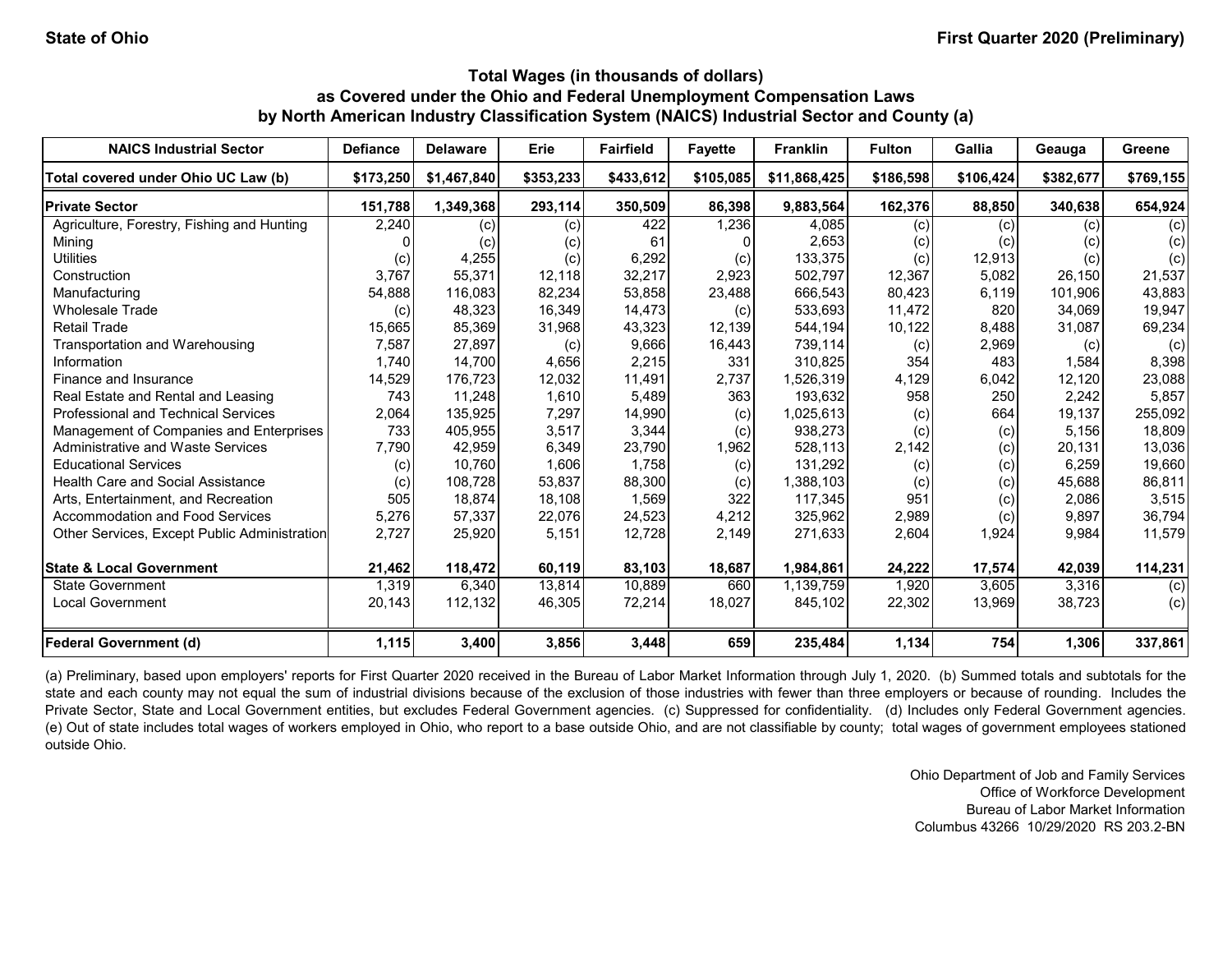**State of Ohio** **First Quarter 2020 (Preliminary)**

### Total Wages (in thousands of dollars) as Covered under the Ohio and Federal Unemployment Compensation Laws by North American Industry Classification System (NAICS) Industrial Sector and County (a)

| NAICS Industrial Sector | Defiance | Delaware | Erie | Fairfield | Fayette | Franklin | Fulton | Gallia | Geauga | Greene |
|---|---|---|---|---|---|---|---|---|---|---|
| **Total covered under Ohio UC Law (b)** | **$173,250** | **$1,467,840** | **$353,233** | **$433,612** | **$105,085** | **$11,868,425** | **$186,598** | **$106,424** | **$382,677** | **$769,155** |
| **Private Sector** | **151,788** | **1,349,368** | **293,114** | **350,509** | **86,398** | **9,883,564** | **162,376** | **88,850** | **340,638** | **654,924** |
| Agriculture, Forestry, Fishing and Hunting | 2,240 | (c) | (c) | 422 | 1,236 | 4,085 | (c) | (c) | (c) | (c) |
| Mining | 0 | (c) | (c) | 61 | 0 | 2,653 | (c) | (c) | (c) | (c) |
| Utilities | (c) | 4,255 | (c) | 6,292 | (c) | 133,375 | (c) | 12,913 | (c) | (c) |
| Construction | 3,767 | 55,371 | 12,118 | 32,217 | 2,923 | 502,797 | 12,367 | 5,082 | 26,150 | 21,537 |
| Manufacturing | 54,888 | 116,083 | 82,234 | 53,858 | 23,488 | 666,543 | 80,423 | 6,119 | 101,906 | 43,883 |
| Wholesale Trade | (c) | 48,323 | 16,349 | 14,473 | (c) | 533,693 | 11,472 | 820 | 34,069 | 19,947 |
| Retail Trade | 15,665 | 85,369 | 31,968 | 43,323 | 12,139 | 544,194 | 10,122 | 8,488 | 31,087 | 69,234 |
| Transportation and Warehousing | 7,587 | 27,897 | (c) | 9,666 | 16,443 | 739,114 | (c) | 2,969 | (c) | (c) |
| Information | 1,740 | 14,700 | 4,656 | 2,215 | 331 | 310,825 | 354 | 483 | 1,584 | 8,398 |
| Finance and Insurance | 14,529 | 176,723 | 12,032 | 11,491 | 2,737 | 1,526,319 | 4,129 | 6,042 | 12,120 | 23,088 |
| Real Estate and Rental and Leasing | 743 | 11,248 | 1,610 | 5,489 | 363 | 193,632 | 958 | 250 | 2,242 | 5,857 |
| Professional and Technical Services | 2,064 | 135,925 | 7,297 | 14,990 | (c) | 1,025,613 | (c) | 664 | 19,137 | 255,092 |
| Management of Companies and Enterprises | 733 | 405,955 | 3,517 | 3,344 | (c) | 938,273 | (c) | (c) | 5,156 | 18,809 |
| Administrative and Waste Services | 7,790 | 42,959 | 6,349 | 23,790 | 1,962 | 528,113 | 2,142 | (c) | 20,131 | 13,036 |
| Educational Services | (c) | 10,760 | 1,606 | 1,758 | (c) | 131,292 | (c) | (c) | 6,259 | 19,660 |
| Health Care and Social Assistance | (c) | 108,728 | 53,837 | 88,300 | (c) | 1,388,103 | (c) | (c) | 45,688 | 86,811 |
| Arts, Entertainment, and Recreation | 505 | 18,874 | 18,108 | 1,569 | 322 | 117,345 | 951 | (c) | 2,086 | 3,515 |
| Accommodation and Food Services | 5,276 | 57,337 | 22,076 | 24,523 | 4,212 | 325,962 | 2,989 | (c) | 9,897 | 36,794 |
| Other Services, Except Public Administration | 2,727 | 25,920 | 5,151 | 12,728 | 2,149 | 271,633 | 2,604 | 1,924 | 9,984 | 11,579 |
| **State & Local Government** | **21,462** | **118,472** | **60,119** | **83,103** | **18,687** | **1,984,861** | **24,222** | **17,574** | **42,039** | **114,231** |
| State Government | 1,319 | 6,340 | 13,814 | 10,889 | 660 | 1,139,759 | 1,920 | 3,605 | 3,316 | (c) |
| Local Government | 20,143 | 112,132 | 46,305 | 72,214 | 18,027 | 845,102 | 22,302 | 13,969 | 38,723 | (c) |
| **Federal Government (d)** | **1,115** | **3,400** | **3,856** | **3,448** | **659** | **235,484** | **1,134** | **754** | **1,306** | **337,861** |

(a) Preliminary, based upon employers' reports for First Quarter 2020 received in the Bureau of Labor Market Information through July 1, 2020. (b) Summed totals and subtotals for the state and each county may not equal the sum of industrial divisions because of the exclusion of those industries with fewer than three employers or because of rounding. Includes the Private Sector, State and Local Government entities, but excludes Federal Government agencies. (c) Suppressed for confidentiality. (d) Includes only Federal Government agencies. (e) Out of state includes total wages of workers employed in Ohio, who report to a base outside Ohio, and are not classifiable by county; total wages of government employees stationed outside Ohio.

Ohio Department of Job and Family Services
Office of Workforce Development
Bureau of Labor Market Information
Columbus 43266 10/29/2020 RS 203.2-BN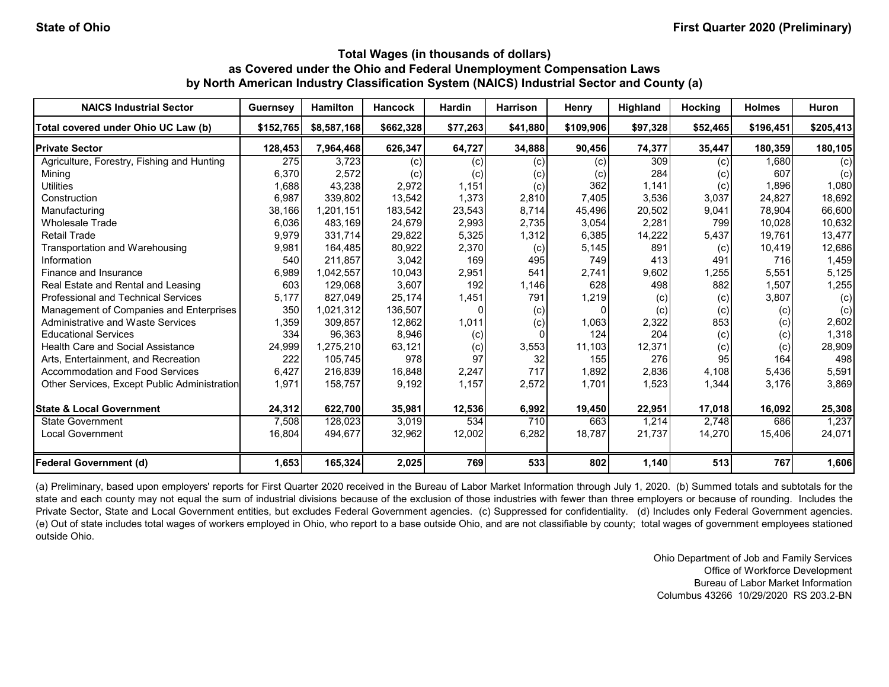State of Ohio

First Quarter 2020 (Preliminary)

### Total Wages (in thousands of dollars)
### as Covered under the Ohio and Federal Unemployment Compensation Laws
### by North American Industry Classification System (NAICS) Industrial Sector and County (a)

| NAICS Industrial Sector | Guernsey | Hamilton | Hancock | Hardin | Harrison | Henry | Highland | Hocking | Holmes | Huron |
|---|---|---|---|---|---|---|---|---|---|---|
| **Total covered under Ohio UC Law (b)** | **$152,765** | **$8,587,168** | **$662,328** | **$77,263** | **$41,880** | **$109,906** | **$97,328** | **$52,465** | **$196,451** | **$205,413** |
| **Private Sector** | **128,453** | **7,964,468** | **626,347** | **64,727** | **34,888** | **90,456** | **74,377** | **35,447** | **180,359** | **180,105** |
| Agriculture, Forestry, Fishing and Hunting | 275 | 3,723 | (c) | (c) | (c) | (c) | 309 | (c) | 1,680 | (c) |
| Mining | 6,370 | 2,572 | (c) | (c) | (c) | (c) | 284 | (c) | 607 | (c) |
| Utilities | 1,688 | 43,238 | 2,972 | 1,151 | (c) | 362 | 1,141 | (c) | 1,896 | 1,080 |
| Construction | 6,987 | 339,802 | 13,542 | 1,373 | 2,810 | 7,405 | 3,536 | 3,037 | 24,827 | 18,692 |
| Manufacturing | 38,166 | 1,201,151 | 183,542 | 23,543 | 8,714 | 45,496 | 20,502 | 9,041 | 78,904 | 66,600 |
| Wholesale Trade | 6,036 | 483,169 | 24,679 | 2,993 | 2,735 | 3,054 | 2,281 | 799 | 10,028 | 10,632 |
| Retail Trade | 9,979 | 331,714 | 29,822 | 5,325 | 1,312 | 6,385 | 14,222 | 5,437 | 19,761 | 13,477 |
| Transportation and Warehousing | 9,981 | 164,485 | 80,922 | 2,370 | (c) | 5,145 | 891 | (c) | 10,419 | 12,686 |
| Information | 540 | 211,857 | 3,042 | 169 | 495 | 749 | 413 | 491 | 716 | 1,459 |
| Finance and Insurance | 6,989 | 1,042,557 | 10,043 | 2,951 | 541 | 2,741 | 9,602 | 1,255 | 5,551 | 5,125 |
| Real Estate and Rental and Leasing | 603 | 129,068 | 3,607 | 192 | 1,146 | 628 | 498 | 882 | 1,507 | 1,255 |
| Professional and Technical Services | 5,177 | 827,049 | 25,174 | 1,451 | 791 | 1,219 | (c) | (c) | 3,807 | (c) |
| Management of Companies and Enterprises | 350 | 1,021,312 | 136,507 | 0 | (c) | 0 | (c) | (c) | (c) | (c) |
| Administrative and Waste Services | 1,359 | 309,857 | 12,862 | 1,011 | (c) | 1,063 | 2,322 | 853 | (c) | 2,602 |
| Educational Services | 334 | 96,363 | 8,946 | (c) | 0 | 124 | 204 | (c) | (c) | 1,318 |
| Health Care and Social Assistance | 24,999 | 1,275,210 | 63,121 | (c) | 3,553 | 11,103 | 12,371 | (c) | (c) | 28,909 |
| Arts, Entertainment, and Recreation | 222 | 105,745 | 978 | 97 | 32 | 155 | 276 | 95 | 164 | 498 |
| Accommodation and Food Services | 6,427 | 216,839 | 16,848 | 2,247 | 717 | 1,892 | 2,836 | 4,108 | 5,436 | 5,591 |
| Other Services, Except Public Administration | 1,971 | 158,757 | 9,192 | 1,157 | 2,572 | 1,701 | 1,523 | 1,344 | 3,176 | 3,869 |
| **State & Local Government** | **24,312** | **622,700** | **35,981** | **12,536** | **6,992** | **19,450** | **22,951** | **17,018** | **16,092** | **25,308** |
| State Government | 7,508 | 128,023 | 3,019 | 534 | 710 | 663 | 1,214 | 2,748 | 686 | 1,237 |
| Local Government | 16,804 | 494,677 | 32,962 | 12,002 | 6,282 | 18,787 | 21,737 | 14,270 | 15,406 | 24,071 |
| **Federal Government (d)** | **1,653** | **165,324** | **2,025** | **769** | **533** | **802** | **1,140** | **513** | **767** | **1,606** |

(a) Preliminary, based upon employers' reports for First Quarter 2020 received in the Bureau of Labor Market Information through July 1, 2020. (b) Summed totals and subtotals for the state and each county may not equal the sum of industrial divisions because of the exclusion of those industries with fewer than three employers or because of rounding. Includes the Private Sector, State and Local Government entities, but excludes Federal Government agencies. (c) Suppressed for confidentiality. (d) Includes only Federal Government agencies. (e) Out of state includes total wages of workers employed in Ohio, who report to a base outside Ohio, and are not classifiable by county; total wages of government employees stationed outside Ohio.

Ohio Department of Job and Family Services
Office of Workforce Development
Bureau of Labor Market Information
Columbus 43266 10/29/2020 RS 203.2-BN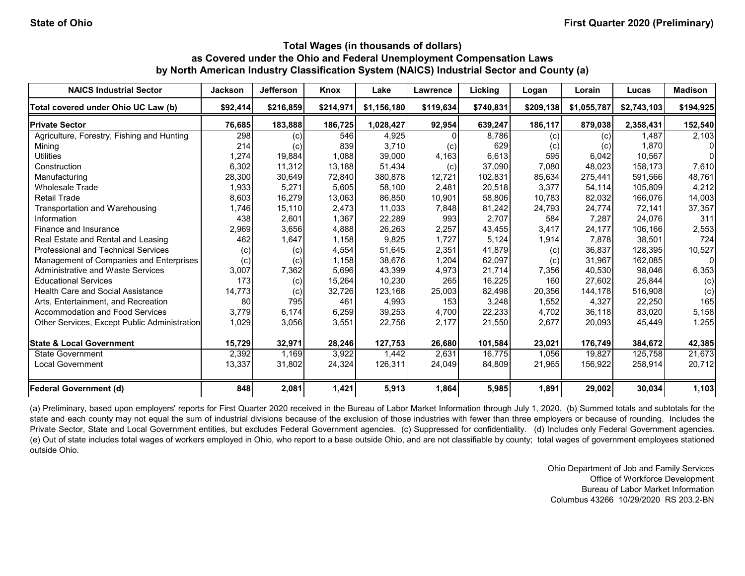### Total Wages (in thousands of dollars)
### as Covered under the Ohio and Federal Unemployment Compensation Laws
### by North American Industry Classification System (NAICS) Industrial Sector and County (a)

State of Ohio — First Quarter 2020 (Preliminary)

| NAICS Industrial Sector | Jackson | Jefferson | Knox | Lake | Lawrence | Licking | Logan | Lorain | Lucas | Madison |
|---|---|---|---|---|---|---|---|---|---|---|
| **Total covered under Ohio UC Law (b)** | **$92,414** | **$216,859** | **$214,971** | **$1,156,180** | **$119,634** | **$740,831** | **$209,138** | **$1,055,787** | **$2,743,103** | **$194,925** |
| **Private Sector** | **76,685** | **183,888** | **186,725** | **1,028,427** | **92,954** | **639,247** | **186,117** | **879,038** | **2,358,431** | **152,540** |
| Agriculture, Forestry, Fishing and Hunting | 298 | (c) | 546 | 4,925 | 0 | 8,786 | (c) | (c) | 1,487 | 2,103 |
| Mining | 214 | (c) | 839 | 3,710 | (c) | 629 | (c) | (c) | 1,870 | 0 |
| Utilities | 1,274 | 19,884 | 1,088 | 39,000 | 4,163 | 6,613 | 595 | 6,042 | 10,567 | 0 |
| Construction | 6,302 | 11,312 | 13,188 | 51,434 | (c) | 37,090 | 7,080 | 48,023 | 158,173 | 7,610 |
| Manufacturing | 28,300 | 30,649 | 72,840 | 380,878 | 12,721 | 102,831 | 85,634 | 275,441 | 591,566 | 48,761 |
| Wholesale Trade | 1,933 | 5,271 | 5,605 | 58,100 | 2,481 | 20,518 | 3,377 | 54,114 | 105,809 | 4,212 |
| Retail Trade | 8,603 | 16,279 | 13,063 | 86,850 | 10,901 | 58,806 | 10,783 | 82,032 | 166,076 | 14,003 |
| Transportation and Warehousing | 1,746 | 15,110 | 2,473 | 11,033 | 7,848 | 81,242 | 24,793 | 24,774 | 72,141 | 37,357 |
| Information | 438 | 2,601 | 1,367 | 22,289 | 993 | 2,707 | 584 | 7,287 | 24,076 | 311 |
| Finance and Insurance | 2,969 | 3,656 | 4,888 | 26,263 | 2,257 | 43,455 | 3,417 | 24,177 | 106,166 | 2,553 |
| Real Estate and Rental and Leasing | 462 | 1,647 | 1,158 | 9,825 | 1,727 | 5,124 | 1,914 | 7,878 | 38,501 | 724 |
| Professional and Technical Services | (c) | (c) | 4,554 | 51,645 | 2,351 | 41,879 | (c) | 36,837 | 128,395 | 10,527 |
| Management of Companies and Enterprises | (c) | (c) | 1,158 | 38,676 | 1,204 | 62,097 | (c) | 31,967 | 162,085 | 0 |
| Administrative and Waste Services | 3,007 | 7,362 | 5,696 | 43,399 | 4,973 | 21,714 | 7,356 | 40,530 | 98,046 | 6,353 |
| Educational Services | 173 | (c) | 15,264 | 10,230 | 265 | 16,225 | 160 | 27,602 | 25,844 | (c) |
| Health Care and Social Assistance | 14,773 | (c) | 32,726 | 123,168 | 25,003 | 82,498 | 20,356 | 144,178 | 516,908 | (c) |
| Arts, Entertainment, and Recreation | 80 | 795 | 461 | 4,993 | 153 | 3,248 | 1,552 | 4,327 | 22,250 | 165 |
| Accommodation and Food Services | 3,779 | 6,174 | 6,259 | 39,253 | 4,700 | 22,233 | 4,702 | 36,118 | 83,020 | 5,158 |
| Other Services, Except Public Administration | 1,029 | 3,056 | 3,551 | 22,756 | 2,177 | 21,550 | 2,677 | 20,093 | 45,449 | 1,255 |
| **State & Local Government** | **15,729** | **32,971** | **28,246** | **127,753** | **26,680** | **101,584** | **23,021** | **176,749** | **384,672** | **42,385** |
| State Government | 2,392 | 1,169 | 3,922 | 1,442 | 2,631 | 16,775 | 1,056 | 19,827 | 125,758 | 21,673 |
| Local Government | 13,337 | 31,802 | 24,324 | 126,311 | 24,049 | 84,809 | 21,965 | 156,922 | 258,914 | 20,712 |
| **Federal Government (d)** | **848** | **2,081** | **1,421** | **5,913** | **1,864** | **5,985** | **1,891** | **29,002** | **30,034** | **1,103** |

(a) Preliminary, based upon employers' reports for First Quarter 2020 received in the Bureau of Labor Market Information through July 1, 2020. (b) Summed totals and subtotals for the state and each county may not equal the sum of industrial divisions because of the exclusion of those industries with fewer than three employers or because of rounding. Includes the Private Sector, State and Local Government entities, but excludes Federal Government agencies. (c) Suppressed for confidentiality. (d) Includes only Federal Government agencies. (e) Out of state includes total wages of workers employed in Ohio, who report to a base outside Ohio, and are not classifiable by county; total wages of government employees stationed outside Ohio.

Ohio Department of Job and Family Services
Office of Workforce Development
Bureau of Labor Market Information
Columbus 43266 10/29/2020 RS 203.2-BN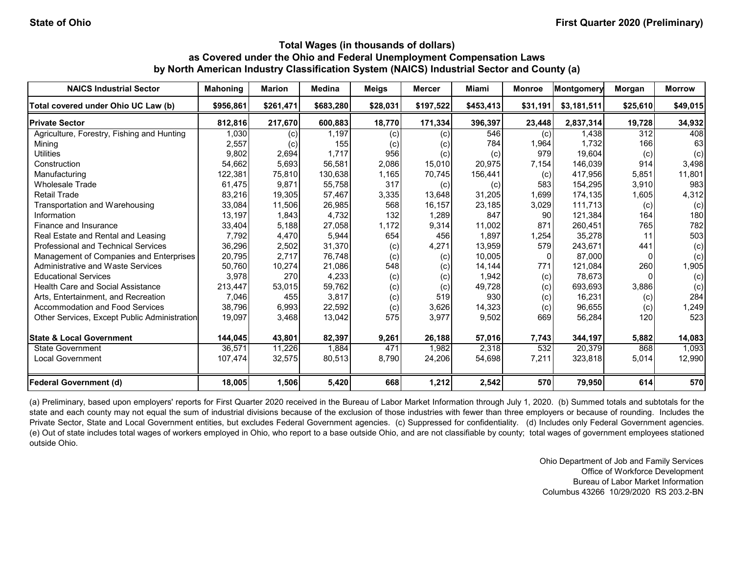State of Ohio

First Quarter 2020 (Preliminary)

### Total Wages (in thousands of dollars) as Covered under the Ohio and Federal Unemployment Compensation Laws by North American Industry Classification System (NAICS) Industrial Sector and County (a)

| NAICS Industrial Sector | Mahoning | Marion | Medina | Meigs | Mercer | Miami | Monroe | Montgomery | Morgan | Morrow |
|---|---|---|---|---|---|---|---|---|---|---|
| **Total covered under Ohio UC Law (b)** | **$956,861** | **$261,471** | **$683,280** | **$28,031** | **$197,522** | **$453,413** | **$31,191** | **$3,181,511** | **$25,610** | **$49,015** |
| **Private Sector** | **812,816** | **217,670** | **600,883** | **18,770** | **171,334** | **396,397** | **23,448** | **2,837,314** | **19,728** | **34,932** |
| Agriculture, Forestry, Fishing and Hunting | 1,030 | (c) | 1,197 | (c) | (c) | 546 | (c) | 1,438 | 312 | 408 |
| Mining | 2,557 | (c) | 155 | (c) | (c) | 784 | 1,964 | 1,732 | 166 | 63 |
| Utilities | 9,802 | 2,694 | 1,717 | 956 | (c) | (c) | 979 | 19,604 | (c) | (c) |
| Construction | 54,662 | 5,693 | 56,581 | 2,086 | 15,010 | 20,975 | 7,154 | 146,039 | 914 | 3,498 |
| Manufacturing | 122,381 | 75,810 | 130,638 | 1,165 | 70,745 | 156,441 | (c) | 417,956 | 5,851 | 11,801 |
| Wholesale Trade | 61,475 | 9,871 | 55,758 | 317 | (c) | (c) | 583 | 154,295 | 3,910 | 983 |
| Retail Trade | 83,216 | 19,305 | 57,467 | 3,335 | 13,648 | 31,205 | 1,699 | 174,135 | 1,605 | 4,312 |
| Transportation and Warehousing | 33,084 | 11,506 | 26,985 | 568 | 16,157 | 23,185 | 3,029 | 111,713 | (c) | (c) |
| Information | 13,197 | 1,843 | 4,732 | 132 | 1,289 | 847 | 90 | 121,384 | 164 | 180 |
| Finance and Insurance | 33,404 | 5,188 | 27,058 | 1,172 | 9,314 | 11,002 | 871 | 260,451 | 765 | 782 |
| Real Estate and Rental and Leasing | 7,792 | 4,470 | 5,944 | 654 | 456 | 1,897 | 1,254 | 35,278 | 11 | 503 |
| Professional and Technical Services | 36,296 | 2,502 | 31,370 | (c) | 4,271 | 13,959 | 579 | 243,671 | 441 | (c) |
| Management of Companies and Enterprises | 20,795 | 2,717 | 76,748 | (c) | (c) | 10,005 | 0 | 87,000 | 0 | (c) |
| Administrative and Waste Services | 50,760 | 10,274 | 21,086 | 548 | (c) | 14,144 | 771 | 121,084 | 260 | 1,905 |
| Educational Services | 3,978 | 270 | 4,233 | (c) | (c) | 1,942 | (c) | 78,673 | 0 | (c) |
| Health Care and Social Assistance | 213,447 | 53,015 | 59,762 | (c) | (c) | 49,728 | (c) | 693,693 | 3,886 | (c) |
| Arts, Entertainment, and Recreation | 7,046 | 455 | 3,817 | (c) | 519 | 930 | (c) | 16,231 | (c) | 284 |
| Accommodation and Food Services | 38,796 | 6,993 | 22,592 | (c) | 3,626 | 14,323 | (c) | 96,655 | (c) | 1,249 |
| Other Services, Except Public Administration | 19,097 | 3,468 | 13,042 | 575 | 3,977 | 9,502 | 669 | 56,284 | 120 | 523 |
| **State & Local Government** | **144,045** | **43,801** | **82,397** | **9,261** | **26,188** | **57,016** | **7,743** | **344,197** | **5,882** | **14,083** |
| State Government | 36,571 | 11,226 | 1,884 | 471 | 1,982 | 2,318 | 532 | 20,379 | 868 | 1,093 |
| Local Government | 107,474 | 32,575 | 80,513 | 8,790 | 24,206 | 54,698 | 7,211 | 323,818 | 5,014 | 12,990 |
| **Federal Government (d)** | **18,005** | **1,506** | **5,420** | **668** | **1,212** | **2,542** | **570** | **79,950** | **614** | **570** |

(a) Preliminary, based upon employers' reports for First Quarter 2020 received in the Bureau of Labor Market Information through July 1, 2020. (b) Summed totals and subtotals for the state and each county may not equal the sum of industrial divisions because of the exclusion of those industries with fewer than three employers or because of rounding. Includes the Private Sector, State and Local Government entities, but excludes Federal Government agencies. (c) Suppressed for confidentiality. (d) Includes only Federal Government agencies. (e) Out of state includes total wages of workers employed in Ohio, who report to a base outside Ohio, and are not classifiable by county; total wages of government employees stationed outside Ohio.

Ohio Department of Job and Family Services
Office of Workforce Development
Bureau of Labor Market Information
Columbus 43266 10/29/2020 RS 203.2-BN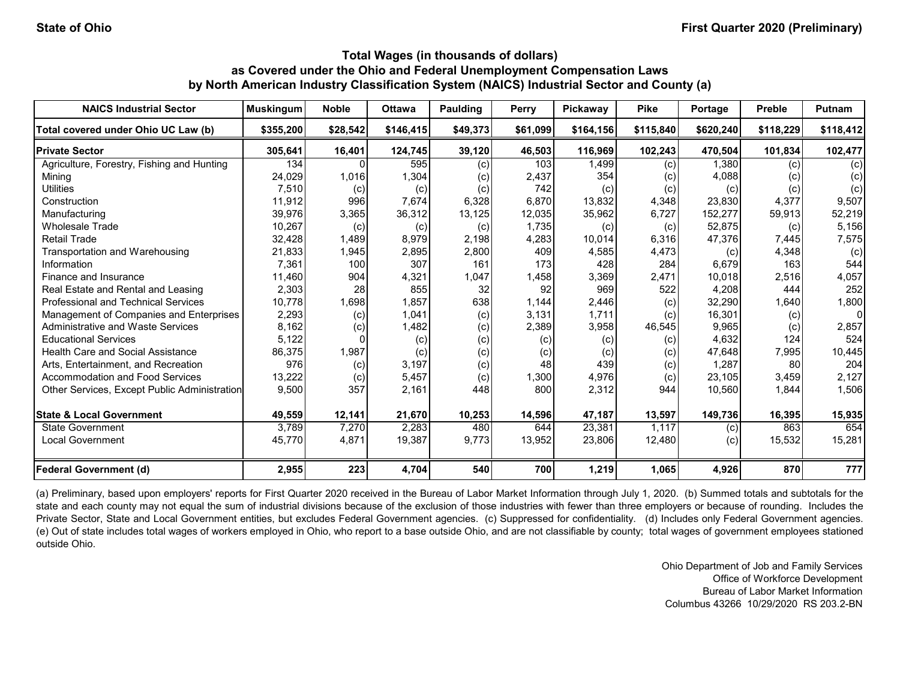State of Ohio

First Quarter 2020 (Preliminary)

### Total Wages (in thousands of dollars)
### as Covered under the Ohio and Federal Unemployment Compensation Laws
### by North American Industry Classification System (NAICS) Industrial Sector and County (a)

| NAICS Industrial Sector | Muskingum | Noble | Ottawa | Paulding | Perry | Pickaway | Pike | Portage | Preble | Putnam |
|---|---|---|---|---|---|---|---|---|---|---|
| **Total covered under Ohio UC Law (b)** | **$355,200** | **$28,542** | **$146,415** | **$49,373** | **$61,099** | **$164,156** | **$115,840** | **$620,240** | **$118,229** | **$118,412** |
| **Private Sector** | **305,641** | **16,401** | **124,745** | **39,120** | **46,503** | **116,969** | **102,243** | **470,504** | **101,834** | **102,477** |
| Agriculture, Forestry, Fishing and Hunting | 134 | 0 | 595 | (c) | 103 | 1,499 | (c) | 1,380 | (c) | (c) |
| Mining | 24,029 | 1,016 | 1,304 | (c) | 2,437 | 354 | (c) | 4,088 | (c) | (c) |
| Utilities | 7,510 | (c) | (c) | (c) | 742 | (c) | (c) | (c) | (c) | (c) |
| Construction | 11,912 | 996 | 7,674 | 6,328 | 6,870 | 13,832 | 4,348 | 23,830 | 4,377 | 9,507 |
| Manufacturing | 39,976 | 3,365 | 36,312 | 13,125 | 12,035 | 35,962 | 6,727 | 152,277 | 59,913 | 52,219 |
| Wholesale Trade | 10,267 | (c) | (c) | (c) | 1,735 | (c) | (c) | 52,875 | (c) | 5,156 |
| Retail Trade | 32,428 | 1,489 | 8,979 | 2,198 | 4,283 | 10,014 | 6,316 | 47,376 | 7,445 | 7,575 |
| Transportation and Warehousing | 21,833 | 1,945 | 2,895 | 2,800 | 409 | 4,585 | 4,473 | (c) | 4,348 | (c) |
| Information | 7,361 | 100 | 307 | 161 | 173 | 428 | 284 | 6,679 | 163 | 544 |
| Finance and Insurance | 11,460 | 904 | 4,321 | 1,047 | 1,458 | 3,369 | 2,471 | 10,018 | 2,516 | 4,057 |
| Real Estate and Rental and Leasing | 2,303 | 28 | 855 | 32 | 92 | 969 | 522 | 4,208 | 444 | 252 |
| Professional and Technical Services | 10,778 | 1,698 | 1,857 | 638 | 1,144 | 2,446 | (c) | 32,290 | 1,640 | 1,800 |
| Management of Companies and Enterprises | 2,293 | (c) | 1,041 | (c) | 3,131 | 1,711 | (c) | 16,301 | (c) | 0 |
| Administrative and Waste Services | 8,162 | (c) | 1,482 | (c) | 2,389 | 3,958 | 46,545 | 9,965 | (c) | 2,857 |
| Educational Services | 5,122 | 0 | (c) | (c) | (c) | (c) | (c) | 4,632 | 124 | 524 |
| Health Care and Social Assistance | 86,375 | 1,987 | (c) | (c) | (c) | (c) | (c) | 47,648 | 7,995 | 10,445 |
| Arts, Entertainment, and Recreation | 976 | (c) | 3,197 | (c) | 48 | 439 | (c) | 1,287 | 80 | 204 |
| Accommodation and Food Services | 13,222 | (c) | 5,457 | (c) | 1,300 | 4,976 | (c) | 23,105 | 3,459 | 2,127 |
| Other Services, Except Public Administration | 9,500 | 357 | 2,161 | 448 | 800 | 2,312 | 944 | 10,560 | 1,844 | 1,506 |
| **State & Local Government** | **49,559** | **12,141** | **21,670** | **10,253** | **14,596** | **47,187** | **13,597** | **149,736** | **16,395** | **15,935** |
| State Government | 3,789 | 7,270 | 2,283 | 480 | 644 | 23,381 | 1,117 | (c) | 863 | 654 |
| Local Government | 45,770 | 4,871 | 19,387 | 9,773 | 13,952 | 23,806 | 12,480 | (c) | 15,532 | 15,281 |
| **Federal Government (d)** | **2,955** | **223** | **4,704** | **540** | **700** | **1,219** | **1,065** | **4,926** | **870** | **777** |

(a) Preliminary, based upon employers' reports for First Quarter 2020 received in the Bureau of Labor Market Information through July 1, 2020. (b) Summed totals and subtotals for the state and each county may not equal the sum of industrial divisions because of the exclusion of those industries with fewer than three employers or because of rounding. Includes the Private Sector, State and Local Government entities, but excludes Federal Government agencies. (c) Suppressed for confidentiality. (d) Includes only Federal Government agencies. (e) Out of state includes total wages of workers employed in Ohio, who report to a base outside Ohio, and are not classifiable by county; total wages of government employees stationed outside Ohio.

Ohio Department of Job and Family Services
Office of Workforce Development
Bureau of Labor Market Information
Columbus 43266 10/29/2020 RS 203.2-BN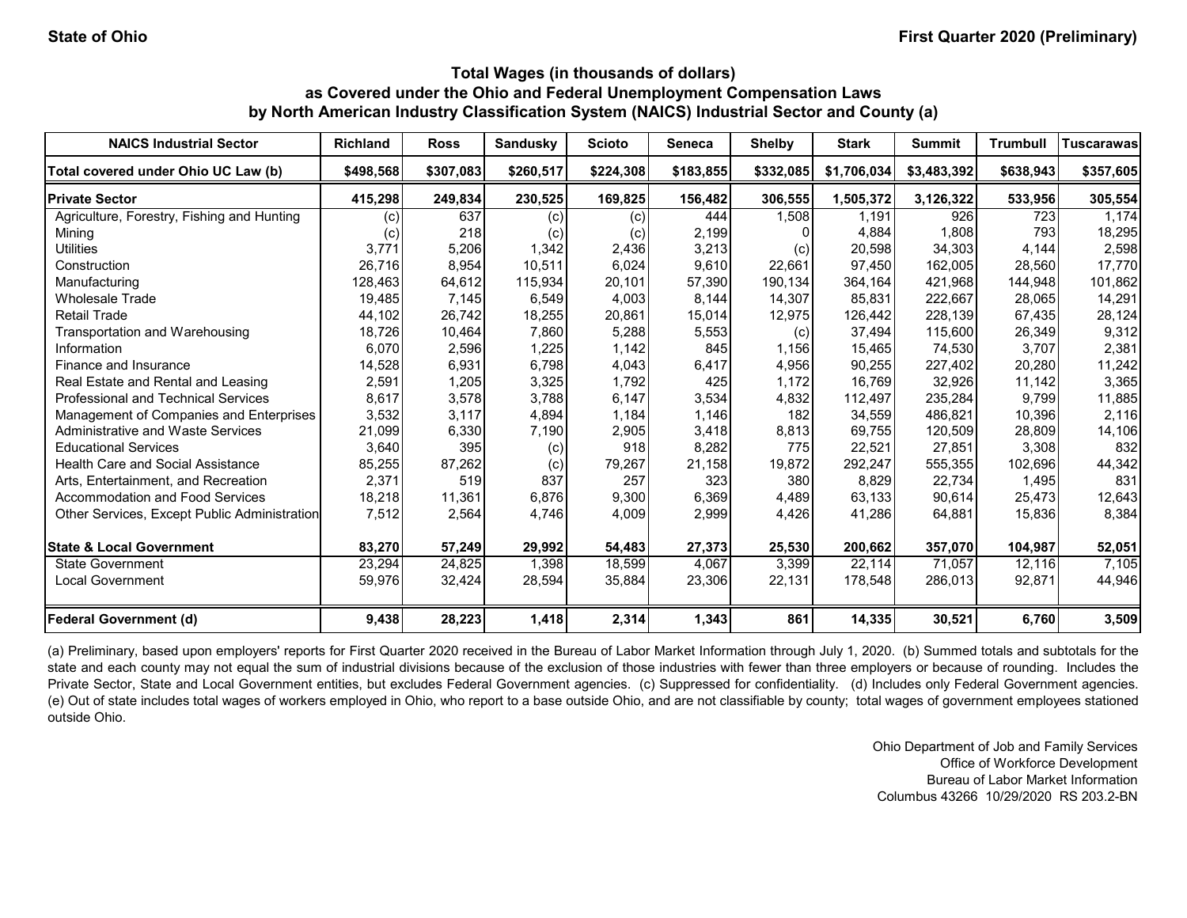State of Ohio

First Quarter 2020 (Preliminary)

### Total Wages (in thousands of dollars) as Covered under the Ohio and Federal Unemployment Compensation Laws by North American Industry Classification System (NAICS) Industrial Sector and County (a)

| NAICS Industrial Sector | Richland | Ross | Sandusky | Scioto | Seneca | Shelby | Stark | Summit | Trumbull | Tuscarawas |
|---|---|---|---|---|---|---|---|---|---|---|
| **Total covered under Ohio UC Law (b)** | **$498,568** | **$307,083** | **$260,517** | **$224,308** | **$183,855** | **$332,085** | **$1,706,034** | **$3,483,392** | **$638,943** | **$357,605** |
| **Private Sector** | **415,298** | **249,834** | **230,525** | **169,825** | **156,482** | **306,555** | **1,505,372** | **3,126,322** | **533,956** | **305,554** |
| Agriculture, Forestry, Fishing and Hunting | (c) | 637 | (c) | (c) | 444 | 1,508 | 1,191 | 926 | 723 | 1,174 |
| Mining | (c) | 218 | (c) | (c) | 2,199 | 0 | 4,884 | 1,808 | 793 | 18,295 |
| Utilities | 3,771 | 5,206 | 1,342 | 2,436 | 3,213 | (c) | 20,598 | 34,303 | 4,144 | 2,598 |
| Construction | 26,716 | 8,954 | 10,511 | 6,024 | 9,610 | 22,661 | 97,450 | 162,005 | 28,560 | 17,770 |
| Manufacturing | 128,463 | 64,612 | 115,934 | 20,101 | 57,390 | 190,134 | 364,164 | 421,968 | 144,948 | 101,862 |
| Wholesale Trade | 19,485 | 7,145 | 6,549 | 4,003 | 8,144 | 14,307 | 85,831 | 222,667 | 28,065 | 14,291 |
| Retail Trade | 44,102 | 26,742 | 18,255 | 20,861 | 15,014 | 12,975 | 126,442 | 228,139 | 67,435 | 28,124 |
| Transportation and Warehousing | 18,726 | 10,464 | 7,860 | 5,288 | 5,553 | (c) | 37,494 | 115,600 | 26,349 | 9,312 |
| Information | 6,070 | 2,596 | 1,225 | 1,142 | 845 | 1,156 | 15,465 | 74,530 | 3,707 | 2,381 |
| Finance and Insurance | 14,528 | 6,931 | 6,798 | 4,043 | 6,417 | 4,956 | 90,255 | 227,402 | 20,280 | 11,242 |
| Real Estate and Rental and Leasing | 2,591 | 1,205 | 3,325 | 1,792 | 425 | 1,172 | 16,769 | 32,926 | 11,142 | 3,365 |
| Professional and Technical Services | 8,617 | 3,578 | 3,788 | 6,147 | 3,534 | 4,832 | 112,497 | 235,284 | 9,799 | 11,885 |
| Management of Companies and Enterprises | 3,532 | 3,117 | 4,894 | 1,184 | 1,146 | 182 | 34,559 | 486,821 | 10,396 | 2,116 |
| Administrative and Waste Services | 21,099 | 6,330 | 7,190 | 2,905 | 3,418 | 8,813 | 69,755 | 120,509 | 28,809 | 14,106 |
| Educational Services | 3,640 | 395 | (c) | 918 | 8,282 | 775 | 22,521 | 27,851 | 3,308 | 832 |
| Health Care and Social Assistance | 85,255 | 87,262 | (c) | 79,267 | 21,158 | 19,872 | 292,247 | 555,355 | 102,696 | 44,342 |
| Arts, Entertainment, and Recreation | 2,371 | 519 | 837 | 257 | 323 | 380 | 8,829 | 22,734 | 1,495 | 831 |
| Accommodation and Food Services | 18,218 | 11,361 | 6,876 | 9,300 | 6,369 | 4,489 | 63,133 | 90,614 | 25,473 | 12,643 |
| Other Services, Except Public Administration | 7,512 | 2,564 | 4,746 | 4,009 | 2,999 | 4,426 | 41,286 | 64,881 | 15,836 | 8,384 |
| **State & Local Government** | **83,270** | **57,249** | **29,992** | **54,483** | **27,373** | **25,530** | **200,662** | **357,070** | **104,987** | **52,051** |
| State Government | 23,294 | 24,825 | 1,398 | 18,599 | 4,067 | 3,399 | 22,114 | 71,057 | 12,116 | 7,105 |
| Local Government | 59,976 | 32,424 | 28,594 | 35,884 | 23,306 | 22,131 | 178,548 | 286,013 | 92,871 | 44,946 |
| **Federal Government (d)** | **9,438** | **28,223** | **1,418** | **2,314** | **1,343** | **861** | **14,335** | **30,521** | **6,760** | **3,509** |

(a) Preliminary, based upon employers' reports for First Quarter 2020 received in the Bureau of Labor Market Information through July 1, 2020. (b) Summed totals and subtotals for the state and each county may not equal the sum of industrial divisions because of the exclusion of those industries with fewer than three employers or because of rounding. Includes the Private Sector, State and Local Government entities, but excludes Federal Government agencies. (c) Suppressed for confidentiality. (d) Includes only Federal Government agencies. (e) Out of state includes total wages of workers employed in Ohio, who report to a base outside Ohio, and are not classifiable by county; total wages of government employees stationed outside Ohio.

Ohio Department of Job and Family Services
Office of Workforce Development
Bureau of Labor Market Information
Columbus 43266 10/29/2020 RS 203.2-BN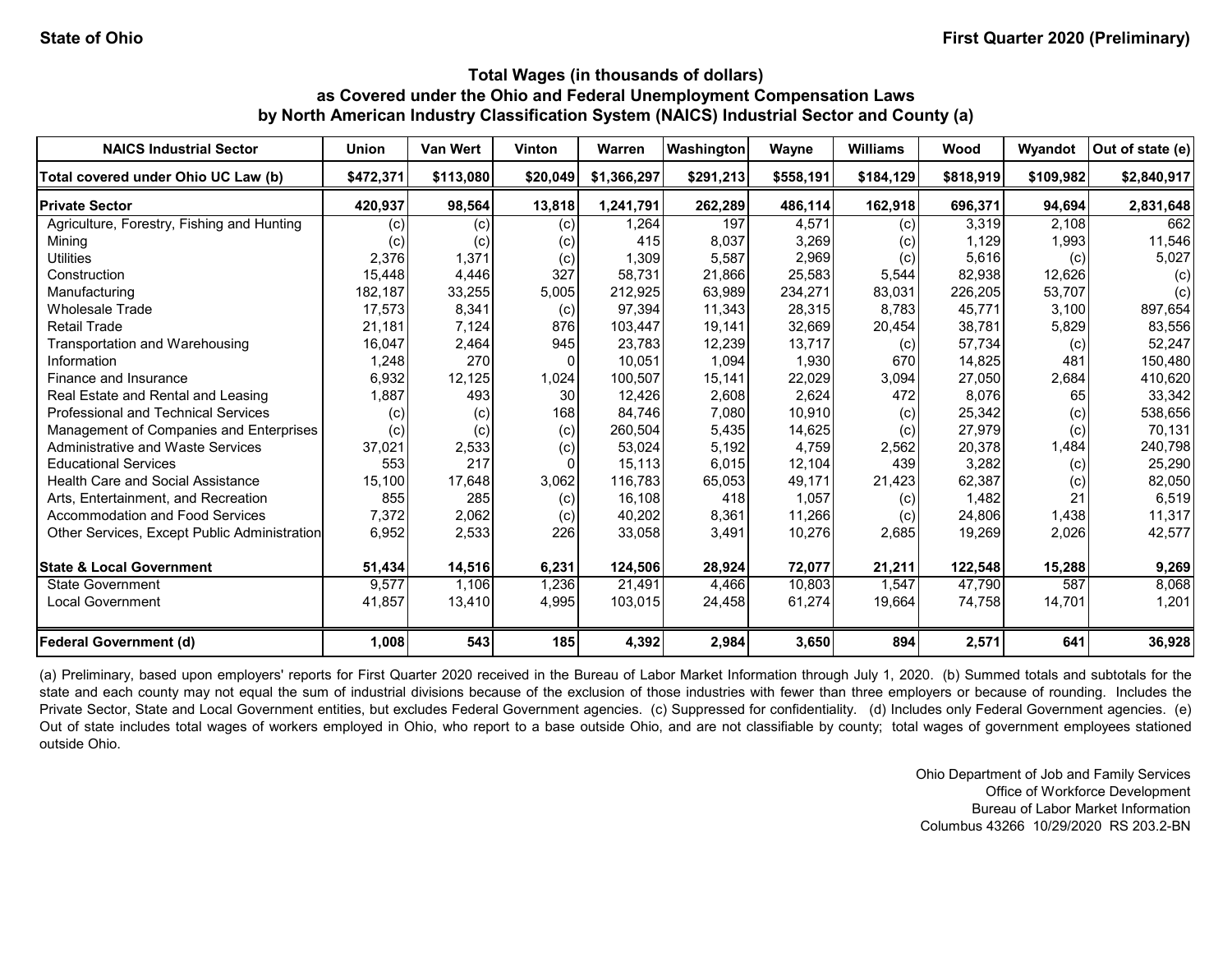**State of Ohio** **First Quarter 2020 (Preliminary)**

## Total Wages (in thousands of dollars) as Covered under the Ohio and Federal Unemployment Compensation Laws by North American Industry Classification System (NAICS) Industrial Sector and County (a)

| NAICS Industrial Sector | Union | Van Wert | Vinton | Warren | Washington | Wayne | Williams | Wood | Wyandot | Out of state (e) |
|---|---|---|---|---|---|---|---|---|---|---|
| Total covered under Ohio UC Law (b) | $472,371 | $113,080 | $20,049 | $1,366,297 | $291,213 | $558,191 | $184,129 | $818,919 | $109,982 | $2,840,917 |
| **Private Sector** | **420,937** | **98,564** | **13,818** | **1,241,791** | **262,289** | **486,114** | **162,918** | **696,371** | **94,694** | **2,831,648** |
| Agriculture, Forestry, Fishing and Hunting | (c) | (c) | (c) | 1,264 | 197 | 4,571 | (c) | 3,319 | 2,108 | 662 |
| Mining | (c) | (c) | (c) | 415 | 8,037 | 3,269 | (c) | 1,129 | 1,993 | 11,546 |
| Utilities | 2,376 | 1,371 | (c) | 1,309 | 5,587 | 2,969 | (c) | 5,616 | (c) | 5,027 |
| Construction | 15,448 | 4,446 | 327 | 58,731 | 21,866 | 25,583 | 5,544 | 82,938 | 12,626 | (c) |
| Manufacturing | 182,187 | 33,255 | 5,005 | 212,925 | 63,989 | 234,271 | 83,031 | 226,205 | 53,707 | (c) |
| Wholesale Trade | 17,573 | 8,341 | (c) | 97,394 | 11,343 | 28,315 | 8,783 | 45,771 | 3,100 | 897,654 |
| Retail Trade | 21,181 | 7,124 | 876 | 103,447 | 19,141 | 32,669 | 20,454 | 38,781 | 5,829 | 83,556 |
| Transportation and Warehousing | 16,047 | 2,464 | 945 | 23,783 | 12,239 | 13,717 | (c) | 57,734 | (c) | 52,247 |
| Information | 1,248 | 270 | 0 | 10,051 | 1,094 | 1,930 | 670 | 14,825 | 481 | 150,480 |
| Finance and Insurance | 6,932 | 12,125 | 1,024 | 100,507 | 15,141 | 22,029 | 3,094 | 27,050 | 2,684 | 410,620 |
| Real Estate and Rental and Leasing | 1,887 | 493 | 30 | 12,426 | 2,608 | 2,624 | 472 | 8,076 | 65 | 33,342 |
| Professional and Technical Services | (c) | (c) | 168 | 84,746 | 7,080 | 10,910 | (c) | 25,342 | (c) | 538,656 |
| Management of Companies and Enterprises | (c) | (c) | (c) | 260,504 | 5,435 | 14,625 | (c) | 27,979 | (c) | 70,131 |
| Administrative and Waste Services | 37,021 | 2,533 | (c) | 53,024 | 5,192 | 4,759 | 2,562 | 20,378 | 1,484 | 240,798 |
| Educational Services | 553 | 217 | 0 | 15,113 | 6,015 | 12,104 | 439 | 3,282 | (c) | 25,290 |
| Health Care and Social Assistance | 15,100 | 17,648 | 3,062 | 116,783 | 65,053 | 49,171 | 21,423 | 62,387 | (c) | 82,050 |
| Arts, Entertainment, and Recreation | 855 | 285 | (c) | 16,108 | 418 | 1,057 | (c) | 1,482 | 21 | 6,519 |
| Accommodation and Food Services | 7,372 | 2,062 | (c) | 40,202 | 8,361 | 11,266 | (c) | 24,806 | 1,438 | 11,317 |
| Other Services, Except Public Administration | 6,952 | 2,533 | 226 | 33,058 | 3,491 | 10,276 | 2,685 | 19,269 | 2,026 | 42,577 |
| **State & Local Government** | **51,434** | **14,516** | **6,231** | **124,506** | **28,924** | **72,077** | **21,211** | **122,548** | **15,288** | **9,269** |
| State Government | 9,577 | 1,106 | 1,236 | 21,491 | 4,466 | 10,803 | 1,547 | 47,790 | 587 | 8,068 |
| Local Government | 41,857 | 13,410 | 4,995 | 103,015 | 24,458 | 61,274 | 19,664 | 74,758 | 14,701 | 1,201 |
| **Federal Government (d)** | **1,008** | **543** | **185** | **4,392** | **2,984** | **3,650** | **894** | **2,571** | **641** | **36,928** |

(a) Preliminary, based upon employers' reports for First Quarter 2020 received in the Bureau of Labor Market Information through July 1, 2020. (b) Summed totals and subtotals for the state and each county may not equal the sum of industrial divisions because of the exclusion of those industries with fewer than three employers or because of rounding. Includes the Private Sector, State and Local Government entities, but excludes Federal Government agencies. (c) Suppressed for confidentiality. (d) Includes only Federal Government agencies. (e) Out of state includes total wages of workers employed in Ohio, who report to a base outside Ohio, and are not classifiable by county; total wages of government employees stationed outside Ohio.

Ohio Department of Job and Family Services
Office of Workforce Development
Bureau of Labor Market Information
Columbus 43266 10/29/2020 RS 203.2-BN